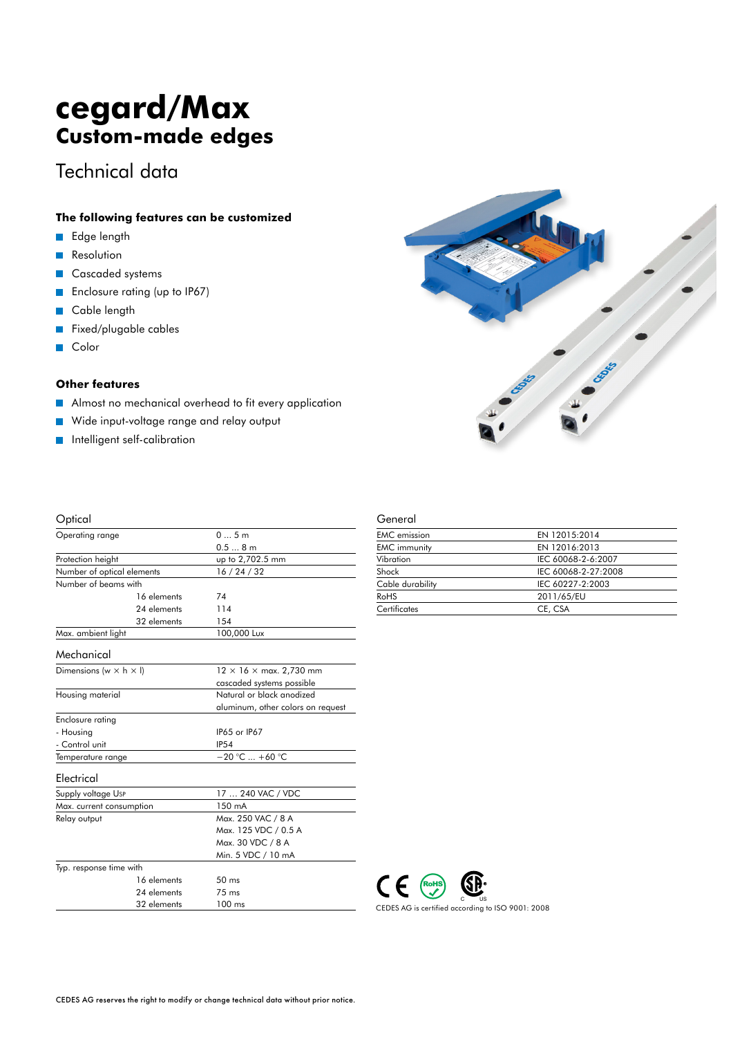# cegard/Max
## Custom-made edges

## Technical data

### The following features can be customized

- Edge length
- Resolution
- Cascaded systems
- Enclosure rating (up to IP67)
- Cable length
- Fixed/plugable cables
- Color

### Other features

- Almost no mechanical overhead to fit every application
- Wide input-voltage range and relay output
- Intelligent self-calibration

### Optical

| | |
|---|---|
| Operating range | 0 ... 5 m<br>0.5 ... 8 m |
| Protection height | up to 2,702.5 mm |
| Number of optical elements | 16 / 24 / 32 |
| Number of beams with | |
| 16 elements | 74 |
| 24 elements | 114 |
| 32 elements | 154 |
| Max. ambient light | 100,000 Lux |

### Mechanical

| | |
|---|---|
| Dimensions (w × h × l) | 12 × 16 × max. 2,730 mm<br>cascaded systems possible |
| Housing material | Natural or black anodized aluminum, other colors on request |
| Enclosure rating | |
| - Housing | IP65 or IP67 |
| - Control unit | IP54 |
| Temperature range | −20 °C ... +60 °C |

### Electrical

| | |
|---|---|
| Supply voltage $U_{SP}$ | 17 ... 240 VAC / VDC |
| Max. current consumption | 150 mA |
| Relay output | Max. 250 VAC / 8 A<br>Max. 125 VDC / 0.5 A<br>Max. 30 VDC / 8 A<br>Min. 5 VDC / 10 mA |
| Typ. response time with | |
| 16 elements | 50 ms |
| 24 elements | 75 ms |
| 32 elements | 100 ms |

### General

| | |
|---|---|
| EMC emission | EN 12015:2014 |
| EMC immunity | EN 12016:2013 |
| Vibration | IEC 60068-2-6:2007 |
| Shock | IEC 60068-2-27:2008 |
| Cable durability | IEC 60227-2:2003 |
| RoHS | 2011/65/EU |
| Certificates | CE, CSA |

CEDES AG is certified according to ISO 9001: 2008

CEDES AG reserves the right to modify or change technical data without prior notice.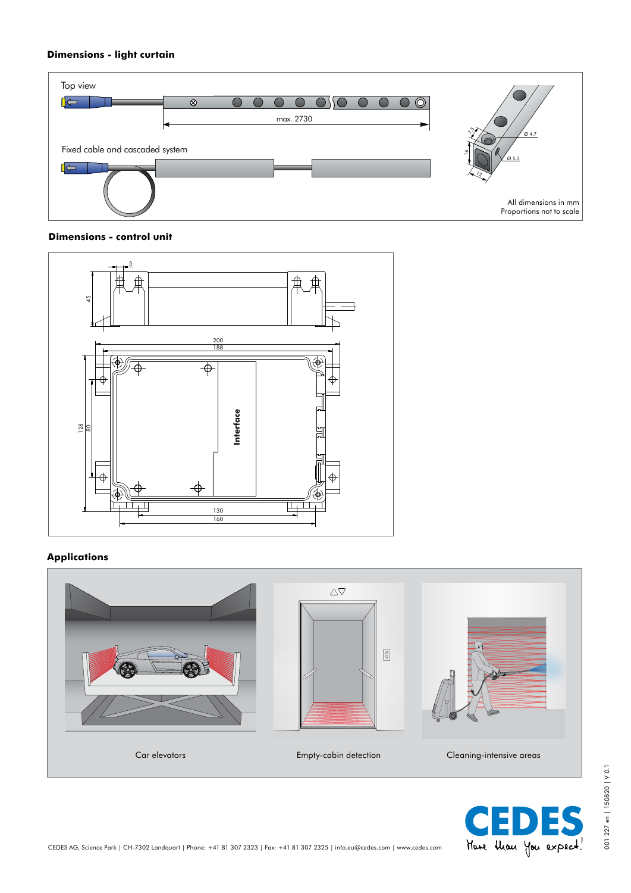## Dimensions - light curtain

Top view

max. 2730

Fixed cable and cascaded system

7.5

16

12

Ø 4.7

Ø 5.3

All dimensions in mm
Proportions not to scale

## Dimensions - control unit

5

45

200

188

128

80

Interface

130

160

## Applications

Car elevators

Empty-cabin detection

Cleaning-intensive areas

CEDES AG, Science Park | CH-7302 Landquart | Phone: +41 81 307 2323 | Fax: +41 81 307 2325 | info.eu@cedes.com | www.cedes.com

CEDES
More than you expect!

001 227 en | 150820 | V 0.1